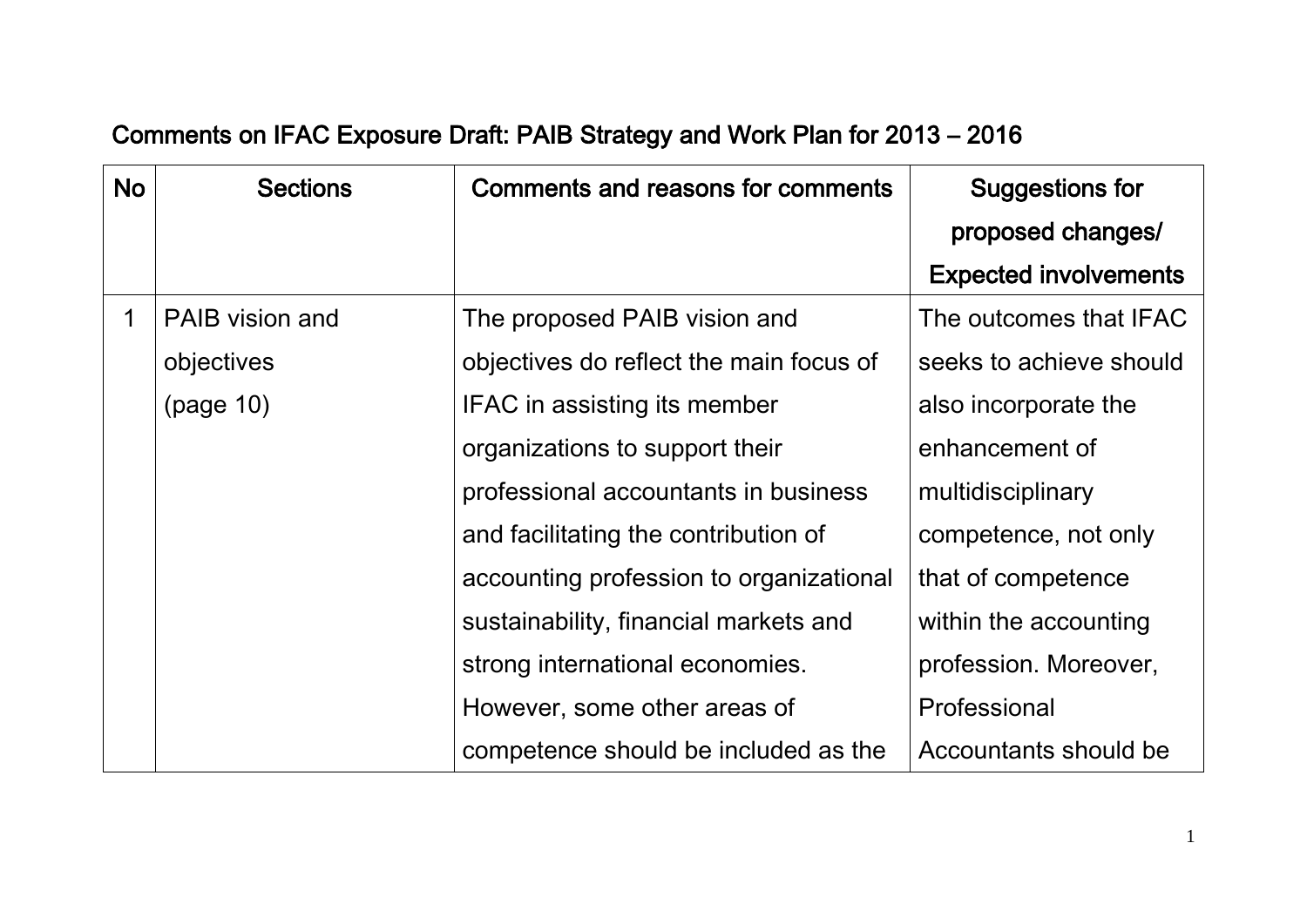# Comments on IFAC Exposure Draft: PAIB Strategy and Work Plan for 2013 – 2016

| No | Sections | Comments and reasons for comments | Suggestions for proposed changes/ Expected involvements |
|---|---|---|---|
| 1 | PAIB vision and objectives (page 10) | The proposed PAIB vision and objectives do reflect the main focus of IFAC in assisting its member organizations to support their professional accountants in business and facilitating the contribution of accounting profession to organizational sustainability, financial markets and strong international economies. However, some other areas of competence should be included as the | The outcomes that IFAC seeks to achieve should also incorporate the enhancement of multidisciplinary competence, not only that of competence within the accounting profession. Moreover, Professional Accountants should be |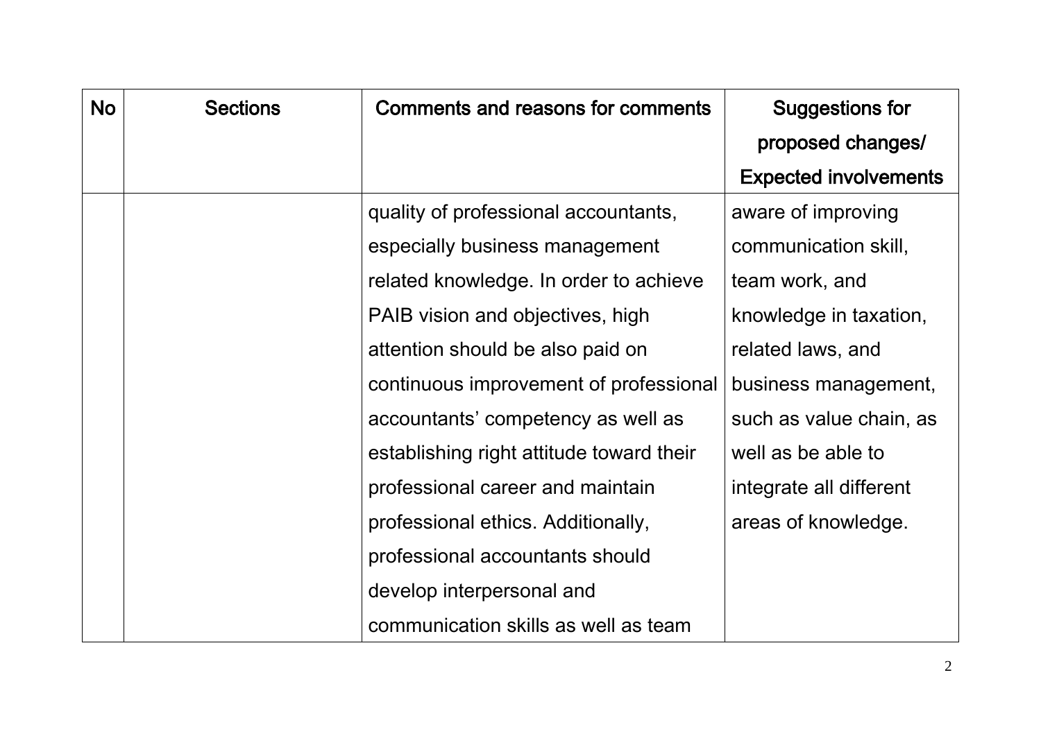| No | Sections | Comments and reasons for comments | Suggestions for proposed changes/ Expected involvements |
|---|---|---|---|
| | | quality of professional accountants, especially business management related knowledge. In order to achieve PAIB vision and objectives, high attention should be also paid on continuous improvement of professional accountants' competency as well as establishing right attitude toward their professional career and maintain professional ethics. Additionally, professional accountants should develop interpersonal and communication skills as well as team | aware of improving communication skill, team work, and knowledge in taxation, related laws, and business management, such as value chain, as well as be able to integrate all different areas of knowledge. |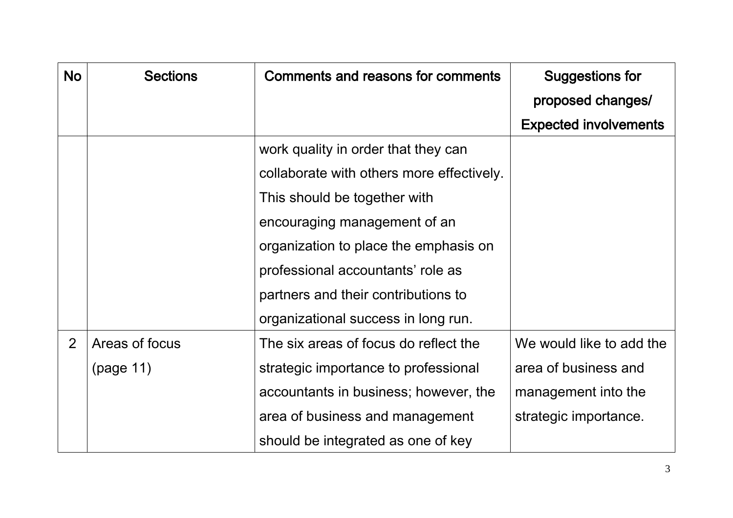| No | Sections | Comments and reasons for comments | Suggestions for proposed changes/ Expected involvements |
|---|---|---|---|
| | | work quality in order that they can collaborate with others more effectively. This should be together with encouraging management of an organization to place the emphasis on professional accountants' role as partners and their contributions to organizational success in long run. | |
| 2 | Areas of focus (page 11) | The six areas of focus do reflect the strategic importance to professional accountants in business; however, the area of business and management should be integrated as one of key | We would like to add the area of business and management into the strategic importance. |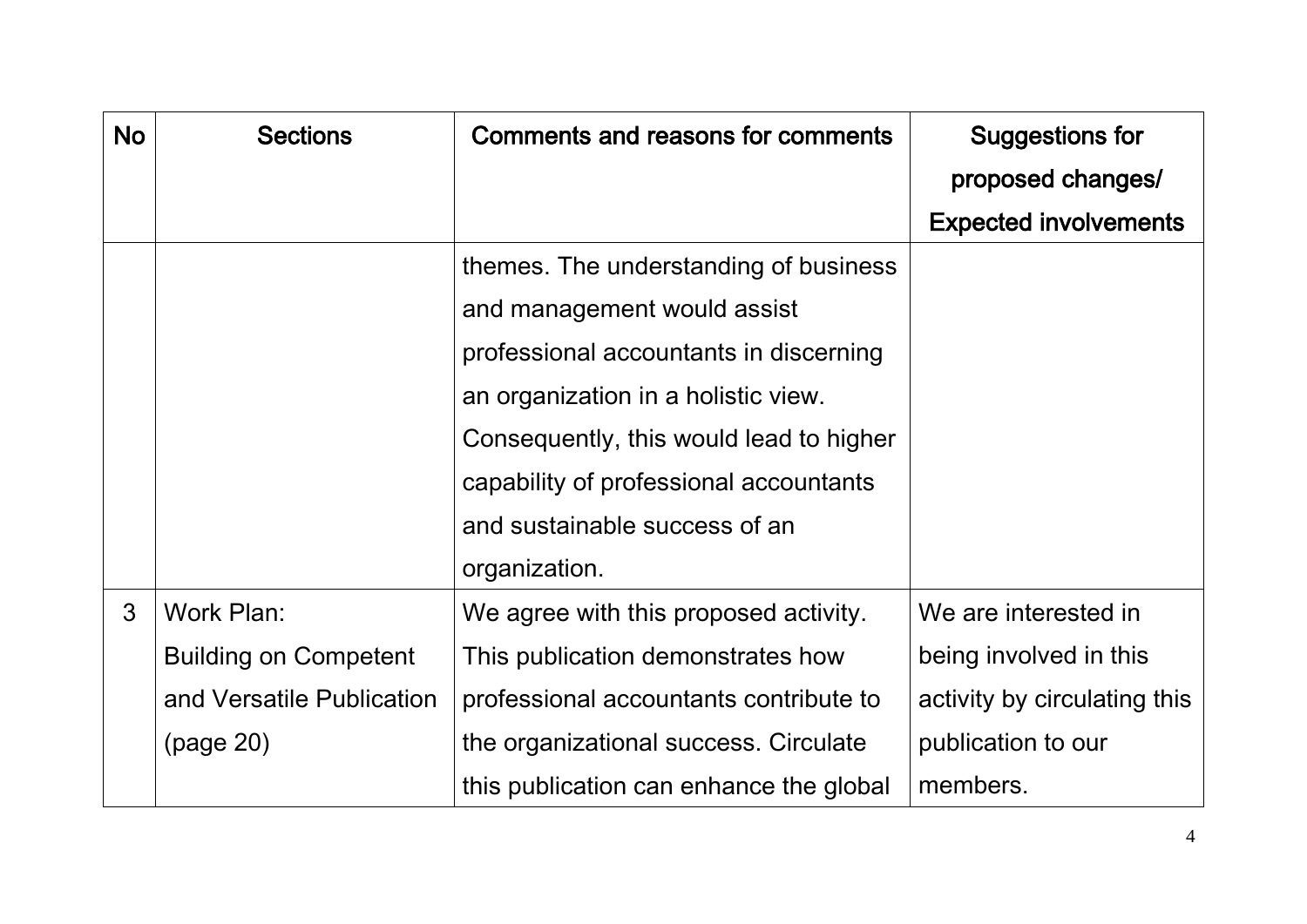| No | Sections | Comments and reasons for comments | Suggestions for proposed changes/ Expected involvements |
|---|---|---|---|
| | | themes. The understanding of business and management would assist professional accountants in discerning an organization in a holistic view. Consequently, this would lead to higher capability of professional accountants and sustainable success of an organization. | |
| 3 | Work Plan: Building on Competent and Versatile Publication (page 20) | We agree with this proposed activity. This publication demonstrates how professional accountants contribute to the organizational success. Circulate this publication can enhance the global | We are interested in being involved in this activity by circulating this publication to our members. |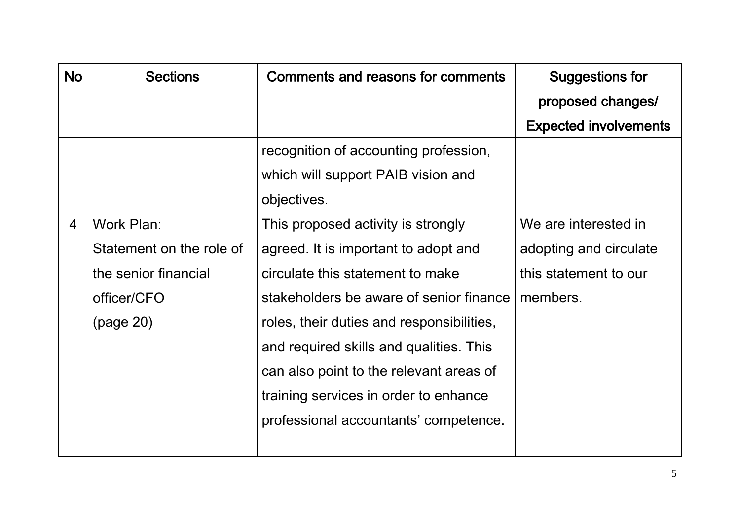| No | Sections | Comments and reasons for comments | Suggestions for proposed changes/ Expected involvements |
|---|---|---|---|
| | | recognition of accounting profession, which will support PAIB vision and objectives. | |
| 4 | Work Plan: Statement on the role of the senior financial officer/CFO (page 20) | This proposed activity is strongly agreed. It is important to adopt and circulate this statement to make stakeholders be aware of senior finance roles, their duties and responsibilities, and required skills and qualities. This can also point to the relevant areas of training services in order to enhance professional accountants' competence. | We are interested in adopting and circulate this statement to our members. |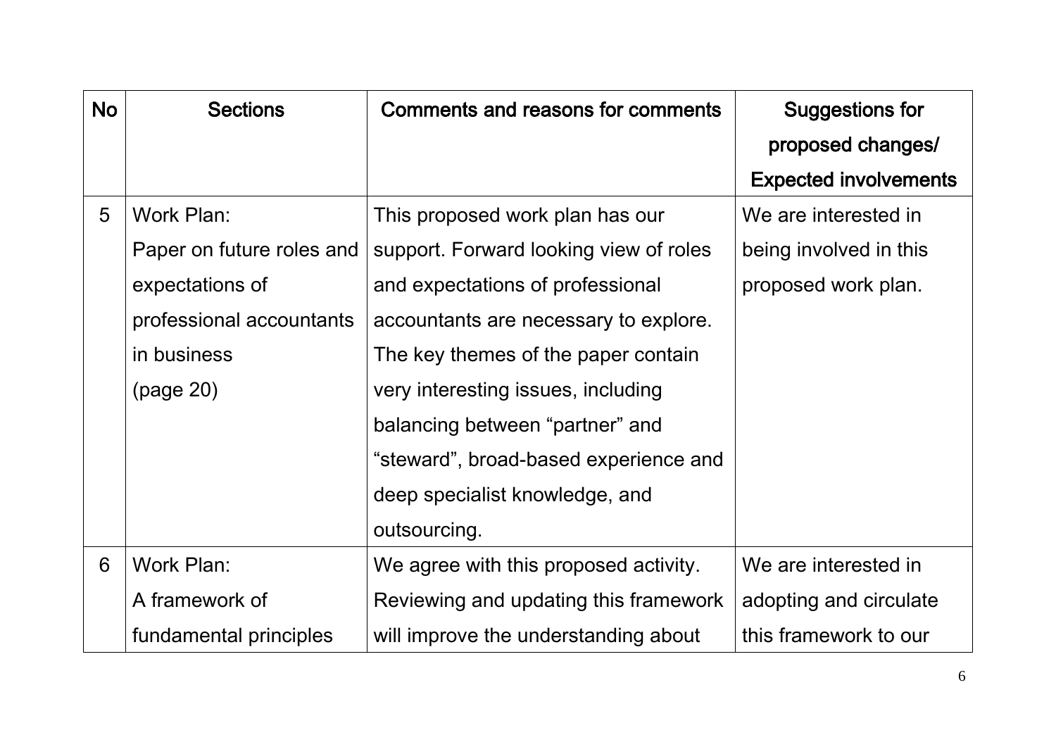| No | Sections | Comments and reasons for comments | Suggestions for proposed changes/ Expected involvements |
|---|---|---|---|
| 5 | Work Plan: Paper on future roles and expectations of professional accountants in business (page 20) | This proposed work plan has our support. Forward looking view of roles and expectations of professional accountants are necessary to explore. The key themes of the paper contain very interesting issues, including balancing between “partner” and “steward”, broad-based experience and deep specialist knowledge, and outsourcing. | We are interested in being involved in this proposed work plan. |
| 6 | Work Plan: A framework of fundamental principles | We agree with this proposed activity. Reviewing and updating this framework will improve the understanding about | We are interested in adopting and circulate this framework to our |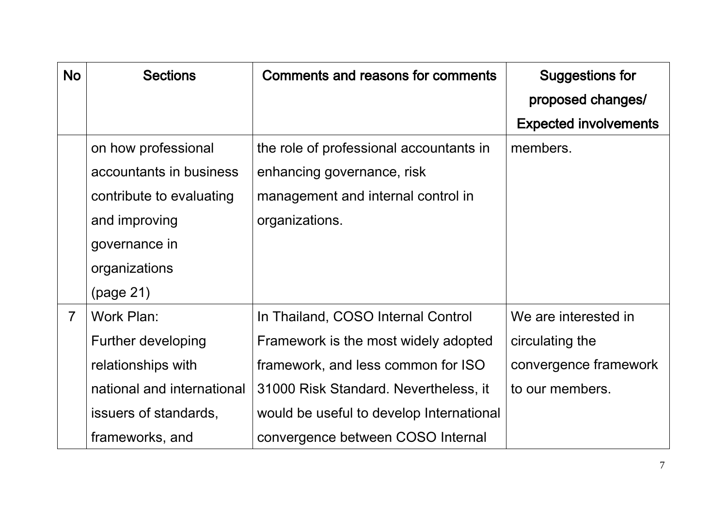| No | Sections | Comments and reasons for comments | Suggestions for proposed changes/ Expected involvements |
|---|---|---|---|
| | on how professional accountants in business contribute to evaluating and improving governance in organizations (page 21) | the role of professional accountants in enhancing governance, risk management and internal control in organizations. | members. |
| 7 | Work Plan: Further developing relationships with national and international issuers of standards, frameworks, and | In Thailand, COSO Internal Control Framework is the most widely adopted framework, and less common for ISO 31000 Risk Standard. Nevertheless, it would be useful to develop International convergence between COSO Internal | We are interested in circulating the convergence framework to our members. |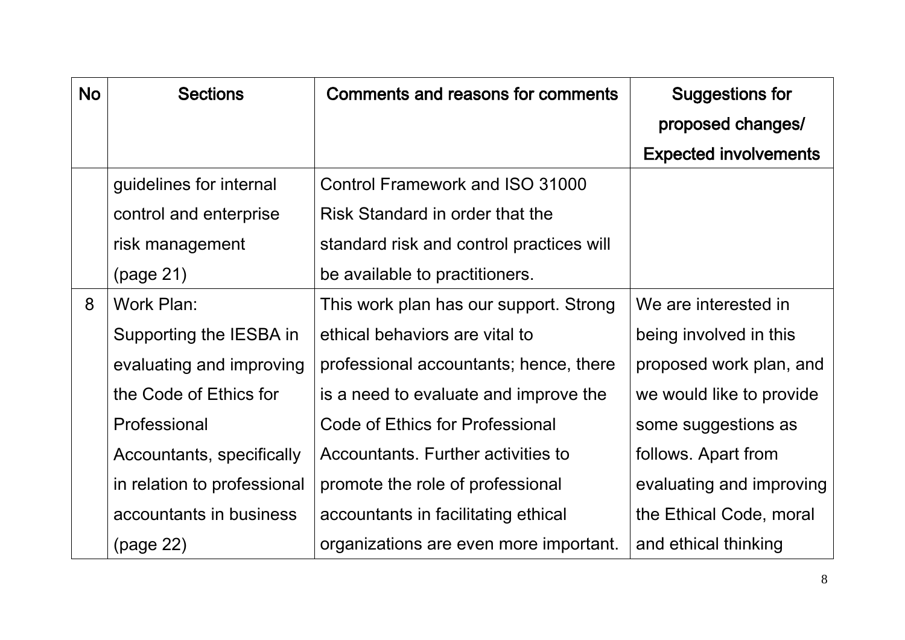| No | Sections | Comments and reasons for comments | Suggestions for proposed changes/ Expected involvements |
|---|---|---|---|
| | guidelines for internal control and enterprise risk management (page 21) | Control Framework and ISO 31000 Risk Standard in order that the standard risk and control practices will be available to practitioners. | |
| 8 | Work Plan: Supporting the IESBA in evaluating and improving the Code of Ethics for Professional Accountants, specifically in relation to professional accountants in business (page 22) | This work plan has our support. Strong ethical behaviors are vital to professional accountants; hence, there is a need to evaluate and improve the Code of Ethics for Professional Accountants. Further activities to promote the role of professional accountants in facilitating ethical organizations are even more important. | We are interested in being involved in this proposed work plan, and we would like to provide some suggestions as follows. Apart from evaluating and improving the Ethical Code, moral and ethical thinking |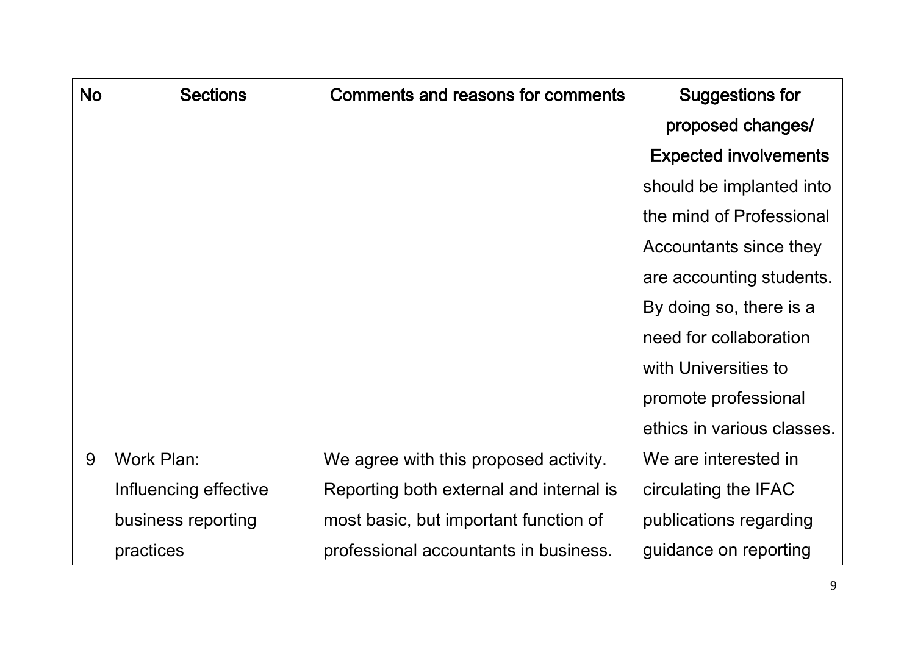| No | Sections | Comments and reasons for comments | Suggestions for proposed changes/ Expected involvements |
|---|---|---|---|
| | | | should be implanted into the mind of Professional Accountants since they are accounting students. By doing so, there is a need for collaboration with Universities to promote professional ethics in various classes. |
| 9 | Work Plan: Influencing effective business reporting practices | We agree with this proposed activity. Reporting both external and internal is most basic, but important function of professional accountants in business. | We are interested in circulating the IFAC publications regarding guidance on reporting |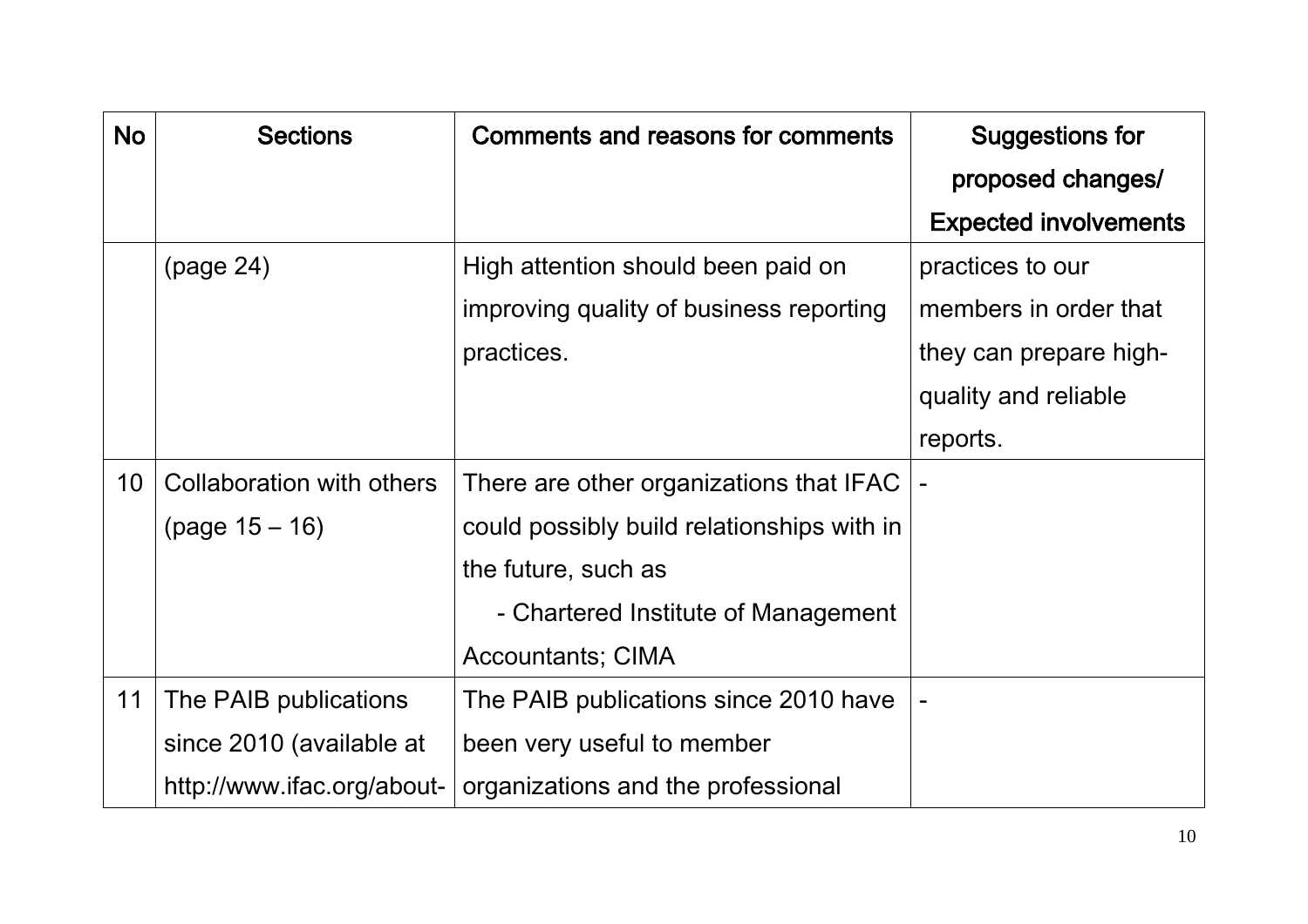| No | Sections | Comments and reasons for comments | Suggestions for proposed changes/ Expected involvements |
|---|---|---|---|
| | (page 24) | High attention should been paid on improving quality of business reporting practices. | practices to our members in order that they can prepare high-quality and reliable reports. |
| 10 | Collaboration with others (page 15 – 16) | There are other organizations that IFAC could possibly build relationships with in the future, such as<br>- Chartered Institute of Management Accountants; CIMA | - |
| 11 | The PAIB publications since 2010 (available at http://www.ifac.org/about- | The PAIB publications since 2010 have been very useful to member organizations and the professional | - |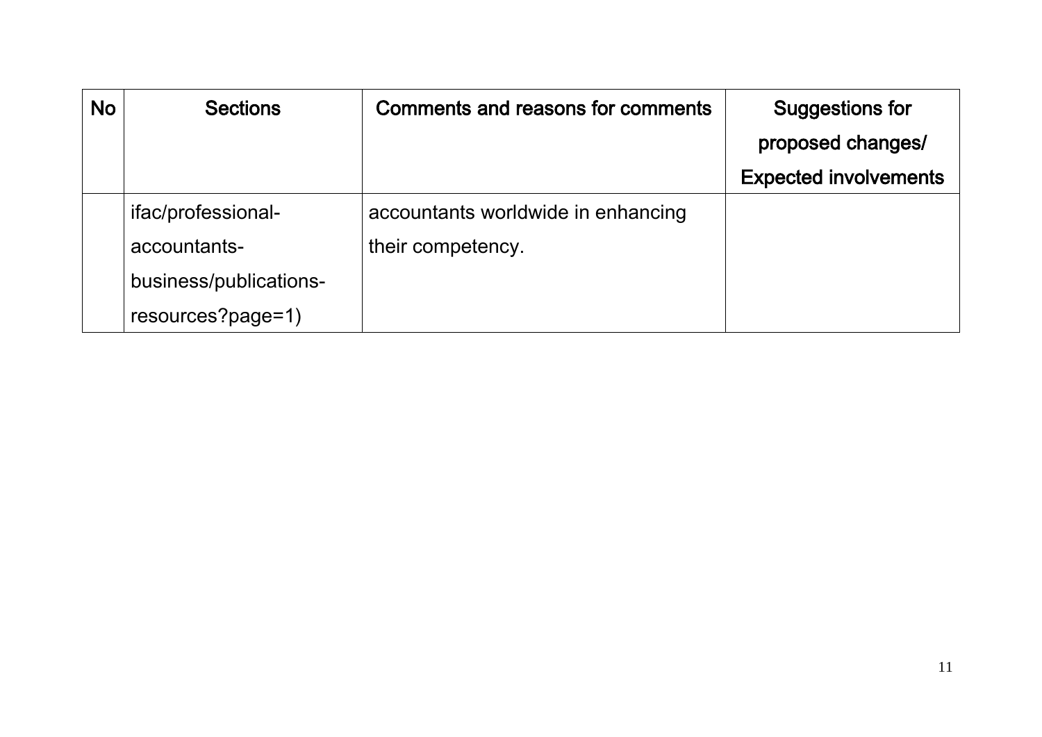| No | Sections | Comments and reasons for comments | Suggestions for proposed changes/ Expected involvements |
|---|---|---|---|
| | ifac/professional-accountants-business/publications-resources?page=1) | accountants worldwide in enhancing their competency. | |